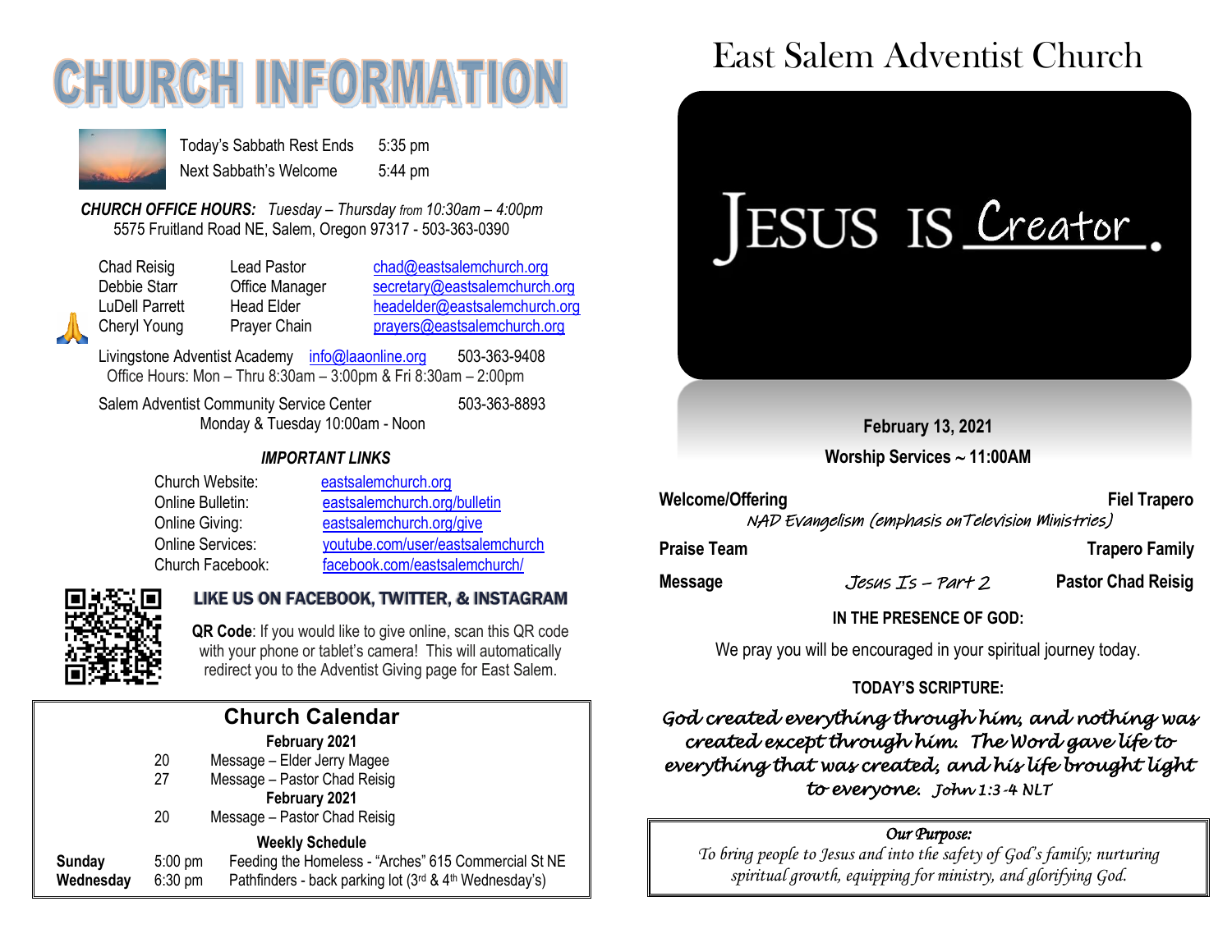# CHURCH INFORMATION

| | |
|---|---|
| Today's Sabbath Rest Ends | 5:35 pm |
| Next Sabbath's Welcome | 5:44 pm |

***CHURCH OFFICE HOURS:*** *Tuesday – Thursday from 10:30am – 4:00pm*
5575 Fruitland Road NE, Salem, Oregon 97317 - 503-363-0390

| | | |
|---|---|---|
| Chad Reisig | Lead Pastor | chad@eastsalemchurch.org |
| Debbie Starr | Office Manager | secretary@eastsalemchurch.org |
| LuDell Parrett | Head Elder | headelder@eastsalemchurch.org |
| Cheryl Young | Prayer Chain | prayers@eastsalemchurch.org |

Livingstone Adventist Academy info@laaonline.org 503-363-9408
Office Hours: Mon – Thru 8:30am – 3:00pm & Fri 8:30am – 2:00pm

Salem Adventist Community Service Center 503-363-8893
Monday & Tuesday 10:00am - Noon

### *IMPORTANT LINKS*

| | |
|---|---|
| Church Website: | eastsalemchurch.org |
| Online Bulletin: | eastsalemchurch.org/bulletin |
| Online Giving: | eastsalemchurch.org/give |
| Online Services: | youtube.com/user/eastsalemchurch |
| Church Facebook: | facebook.com/eastsalemchurch/ |

**LIKE US ON FACEBOOK, TWITTER, & INSTAGRAM**

**QR Code**: If you would like to give online, scan this QR code with your phone or tablet's camera! This will automatically redirect you to the Adventist Giving page for East Salem.

## Church Calendar

**February 2021**

20 Message – Elder Jerry Magee
27 Message – Pastor Chad Reisig

**February 2021**

20 Message – Pastor Chad Reisig

**Weekly Schedule**

| | | |
|---|---|---|
| **Sunday** | 5:00 pm | Feeding the Homeless - "Arches" 615 Commercial St NE |
| **Wednesday** | 6:30 pm | Pathfinders - back parking lot (3rd & 4th Wednesday's) |

# East Salem Adventist Church

JESUS IS Creator.

**February 13, 2021**

**Worship Services ~ 11:00AM**

**Welcome/Offering** — **Fiel Trapero**
*NAD Evangelism (emphasis on Television Ministries)*

**Praise Team** — **Trapero Family**

**Message** — *Jesus Is – Part 2* — **Pastor Chad Reisig**

**IN THE PRESENCE OF GOD:**

We pray you will be encouraged in your spiritual journey today.

**TODAY'S SCRIPTURE:**

***God created everything through him, and nothing was created except through him. The Word gave life to everything that was created, and his life brought light to everyone.*** *John 1:3-4 NLT*

*Our Purpose:*
*To bring people to Jesus and into the safety of God's family; nurturing spiritual growth, equipping for ministry, and glorifying God.*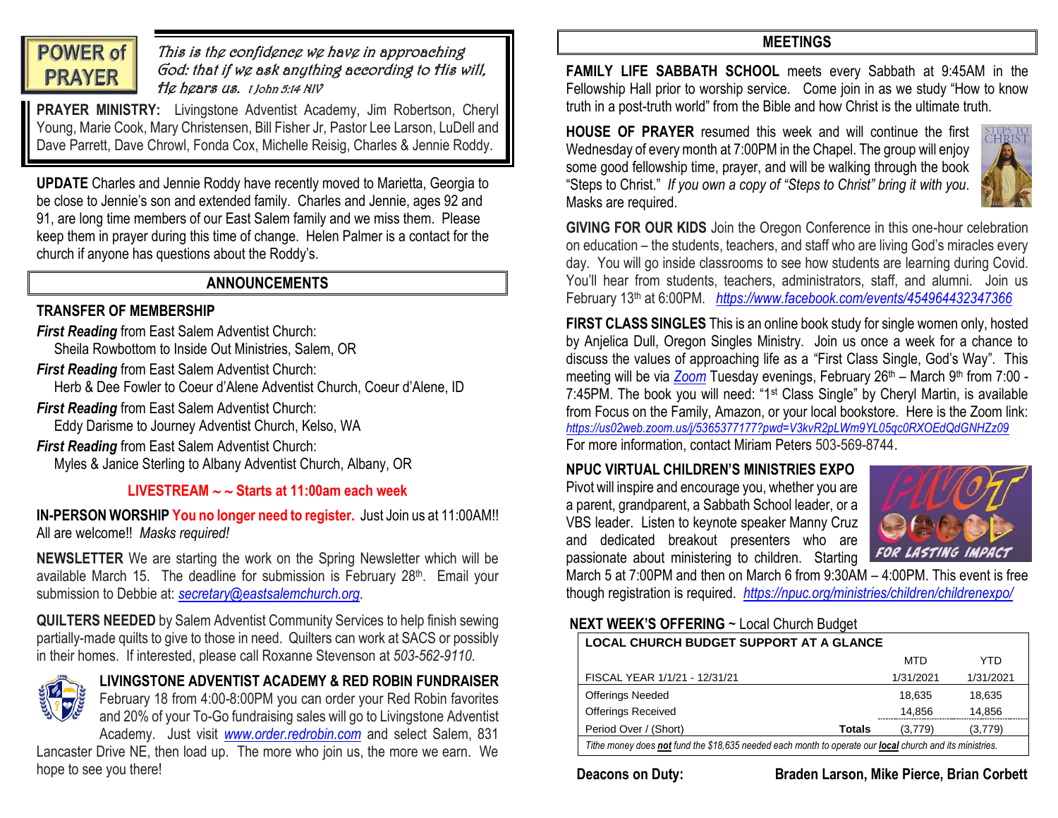**POWER of PRAYER**

*This is the confidence we have in approaching God: that if we ask anything according to His will, He hears us. 1 John 5:14 NIV*

**PRAYER MINISTRY:** Livingstone Adventist Academy, Jim Robertson, Cheryl Young, Marie Cook, Mary Christensen, Bill Fisher Jr, Pastor Lee Larson, LuDell and Dave Parrett, Dave Chrowl, Fonda Cox, Michelle Reisig, Charles & Jennie Roddy.

**UPDATE** Charles and Jennie Roddy have recently moved to Marietta, Georgia to be close to Jennie's son and extended family. Charles and Jennie, ages 92 and 91, are long time members of our East Salem family and we miss them. Please keep them in prayer during this time of change. Helen Palmer is a contact for the church if anyone has questions about the Roddy's.

## ANNOUNCEMENTS

**TRANSFER OF MEMBERSHIP**

***First Reading*** from East Salem Adventist Church:
Sheila Rowbottom to Inside Out Ministries, Salem, OR

***First Reading*** from East Salem Adventist Church:
Herb & Dee Fowler to Coeur d'Alene Adventist Church, Coeur d'Alene, ID

***First Reading*** from East Salem Adventist Church:
Eddy Darisme to Journey Adventist Church, Kelso, WA

***First Reading*** from East Salem Adventist Church:
Myles & Janice Sterling to Albany Adventist Church, Albany, OR

**LIVESTREAM ~ ~ Starts at 11:00am each week**

**IN-PERSON WORSHIP You no longer need to register.** Just Join us at 11:00AM!! All are welcome!! *Masks required!*

**NEWSLETTER** We are starting the work on the Spring Newsletter which will be available March 15. The deadline for submission is February 28th. Email your submission to Debbie at: *secretary@eastsalemchurch.org*.

**QUILTERS NEEDED** by Salem Adventist Community Services to help finish sewing partially-made quilts to give to those in need. Quilters can work at SACS or possibly in their homes. If interested, please call Roxanne Stevenson at *503-562-9110*.

**LIVINGSTONE ADVENTIST ACADEMY & RED ROBIN FUNDRAISER** February 18 from 4:00-8:00PM you can order your Red Robin favorites and 20% of your To-Go fundraising sales will go to Livingstone Adventist Academy. Just visit *www.order.redrobin.com* and select Salem, 831 Lancaster Drive NE, then load up. The more who join us, the more we earn. We hope to see you there!

## MEETINGS

**FAMILY LIFE SABBATH SCHOOL** meets every Sabbath at 9:45AM in the Fellowship Hall prior to worship service. Come join in as we study "How to know truth in a post-truth world" from the Bible and how Christ is the ultimate truth.

**HOUSE OF PRAYER** resumed this week and will continue the first Wednesday of every month at 7:00PM in the Chapel. The group will enjoy some good fellowship time, prayer, and will be walking through the book "Steps to Christ." *If you own a copy of "Steps to Christ" bring it with you*. Masks are required.

**GIVING FOR OUR KIDS** Join the Oregon Conference in this one-hour celebration on education – the students, teachers, and staff who are living God's miracles every day. You will go inside classrooms to see how students are learning during Covid. You'll hear from students, teachers, administrators, staff, and alumni. Join us February 13th at 6:00PM. *https://www.facebook.com/events/454964432347366*

**FIRST CLASS SINGLES** This is an online book study for single women only, hosted by Anjelica Dull, Oregon Singles Ministry. Join us once a week for a chance to discuss the values of approaching life as a "First Class Single, God's Way". This meeting will be via *Zoom* Tuesday evenings, February 26th – March 9th from 7:00 - 7:45PM. The book you will need: "1st Class Single" by Cheryl Martin, is available from Focus on the Family, Amazon, or your local bookstore. Here is the Zoom link: *https://us02web.zoom.us/j/5365377177?pwd=V3kvR2pLWm9YL05qc0RXOEdQdGNHZz09*
For more information, contact Miriam Peters 503-569-8744.

**NPUC VIRTUAL CHILDREN'S MINISTRIES EXPO** Pivot will inspire and encourage you, whether you are a parent, grandparent, a Sabbath School leader, or a VBS leader. Listen to keynote speaker Manny Cruz and dedicated breakout presenters who are passionate about ministering to children. Starting March 5 at 7:00PM and then on March 6 from 9:30AM – 4:00PM. This event is free though registration is required. *https://npuc.org/ministries/children/childrenexpo/*

**NEXT WEEK'S OFFERING** ~ Local Church Budget

| LOCAL CHURCH BUDGET SUPPORT AT A GLANCE | | | |
|---|---|---|---|
| | | MTD | YTD |
| FISCAL YEAR 1/1/21 - 12/31/21 | | 1/31/2021 | 1/31/2021 |
| Offerings Needed | | 18,635 | 18,635 |
| Offerings Received | | 14,856 | 14,856 |
| Period Over / (Short) | **Totals** | (3,779) | (3,779) |

*Tithe money does **not** fund the $18,635 needed each month to operate our **local** church and its ministries.*

**Deacons on Duty:** **Braden Larson, Mike Pierce, Brian Corbett**